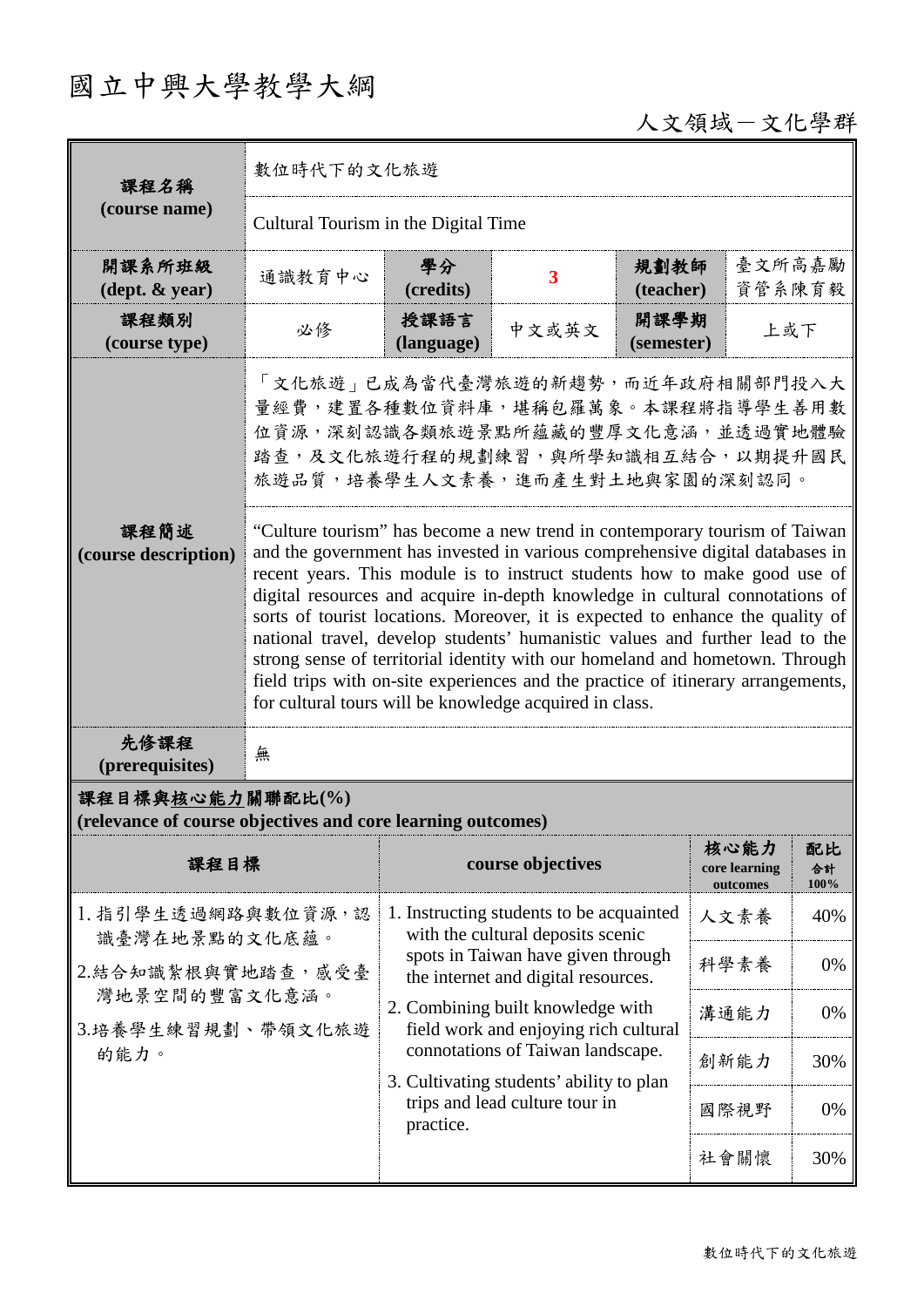# 國立中興大學教學大綱

人文領域－文化學群

| 課程名稱 (course name) | 數位時代下的文化旅遊 | | | | |
|---|---|---|---|---|---|
| | Cultural Tourism in the Digital Time | | | | |
| 開課系所班級 (dept. & year) | 通識教育中心 | 學分 (credits) | 3 | 規劃教師 (teacher) | 臺文所高嘉勵 資管系陳育毅 |
| 課程類別 (course type) | 必修 | 授課語言 (language) | 中文或英文 | 開課學期 (semester) | 上或下 |
| 課程簡述 (course description) | 「文化旅遊」已成為當代臺灣旅遊的新趨勢，而近年政府相關部門投入大量經費，建置各種數位資料庫，堪稱包羅萬象。本課程將指導學生善用數位資源，深刻認識各類旅遊景點所蘊藏的豐厚文化意涵，並透過實地體驗踏查，及文化旅遊行程的規劃練習，與所學知識相互結合，以期提升國民旅遊品質，培養學生人文素養，進而產生對土地與家園的深刻認同。 | | | | |
| | "Culture tourism" has become a new trend in contemporary tourism of Taiwan and the government has invested in various comprehensive digital databases in recent years. This module is to instruct students how to make good use of digital resources and acquire in-depth knowledge in cultural connotations of sorts of tourist locations. Moreover, it is expected to enhance the quality of national travel, develop students' humanistic values and further lead to the strong sense of territorial identity with our homeland and hometown. Through field trips with on-site experiences and the practice of itinerary arrangements, for cultural tours will be knowledge acquired in class. | | | | |
| 先修課程 (prerequisites) | 無 | | | | |

**課程目標與核心能力關聯配比(%) (relevance of course objectives and core learning outcomes)**

| 課程目標 | course objectives | 核心能力 core learning outcomes | 配比 合計 100% |
|---|---|---|---|
| 1. 指引學生透過網路與數位資源，認識臺灣在地景點的文化底蘊。<br>2.結合知識紮根與實地踏查，感受臺灣地景空間的豐富文化意涵。<br>3.培養學生練習規劃、帶領文化旅遊的能力。 | 1. Instructing students to be acquainted with the cultural deposits scenic spots in Taiwan have given through the internet and digital resources.<br>2. Combining built knowledge with field work and enjoying rich cultural connotations of Taiwan landscape.<br>3. Cultivating students' ability to plan trips and lead culture tour in practice. | 人文素養 | 40% |
| | | 科學素養 | 0% |
| | | 溝通能力 | 0% |
| | | 創新能力 | 30% |
| | | 國際視野 | 0% |
| | | 社會關懷 | 30% |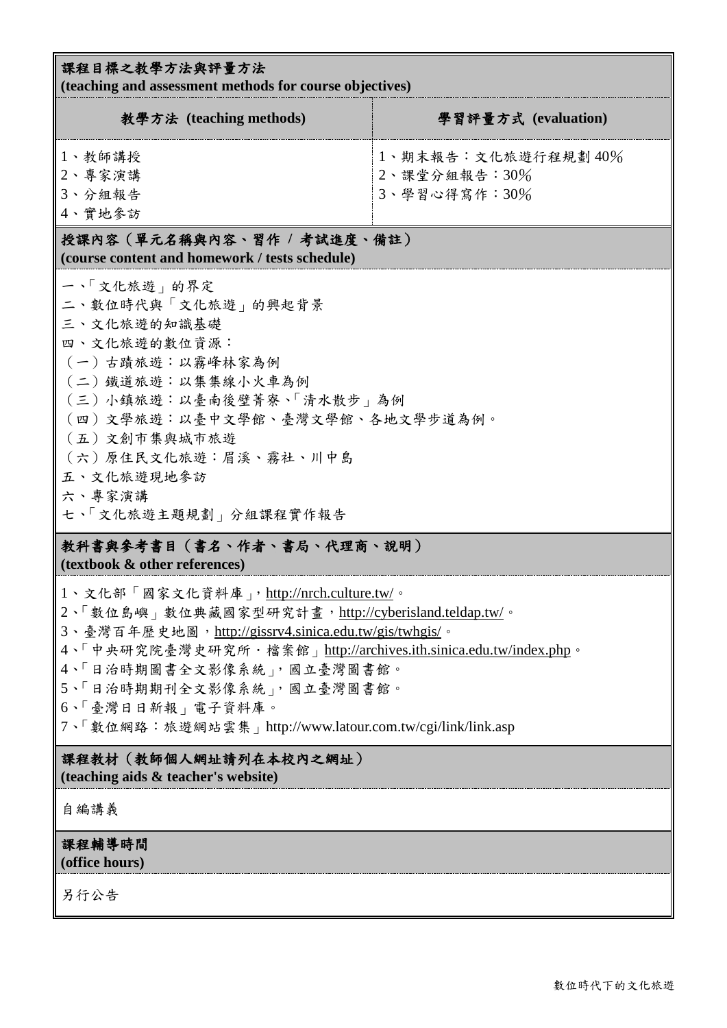## 課程目標之教學方法與評量方法
**(teaching and assessment methods for course objectives)**

| 教學方法 (teaching methods) | 學習評量方式 (evaluation) |
|---|---|
| 1、教師講授<br>2、專家演講<br>3、分組報告<br>4、實地參訪 | 1、期末報告：文化旅遊行程規劃 40%<br>2、課堂分組報告：30%<br>3、學習心得寫作：30% |

## 授課內容（單元名稱與內容、習作 / 考試進度、備註）
**(course content and homework / tests schedule)**

一、「文化旅遊」的界定
二、數位時代與「文化旅遊」的興起背景
三、文化旅遊的知識基礎
四、文化旅遊的數位資源：
（一）古蹟旅遊：以霧峰林家為例
（二）鐵道旅遊：以集集線小火車為例
（三）小鎮旅遊：以臺南後壁菁寮、「清水散步」為例
（四）文學旅遊：以臺中文學館、臺灣文學館、各地文學步道為例。
（五）文創市集與城市旅遊
（六）原住民文化旅遊：眉溪、霧社、川中島
五、文化旅遊現地參訪
六、專家演講
七、「文化旅遊主題規劃」分組課程實作報告

## 教科書與參考書目（書名、作者、書局、代理商、說明）
**(textbook & other references)**

1、文化部「國家文化資料庫」，http://nrch.culture.tw/。
2、「數位島嶼」數位典藏國家型研究計畫，http://cyberisland.teldap.tw/。
3、臺灣百年歷史地圖，http://gissrv4.sinica.edu.tw/gis/twhgis/。
4、「中央研究院臺灣史研究所．檔案館」http://archives.ith.sinica.edu.tw/index.php。
4、「日治時期圖書全文影像系統」，國立臺灣圖書館。
5、「日治時期期刊全文影像系統」，國立臺灣圖書館。
6、「臺灣日日新報」電子資料庫。
7、「數位網路：旅遊網站雲集」http://www.latour.com.tw/cgi/link/link.asp

## 課程教材（教師個人網址請列在本校內之網址）
**(teaching aids & teacher's website)**

自編講義

## 課程輔導時間
**(office hours)**

另行公告